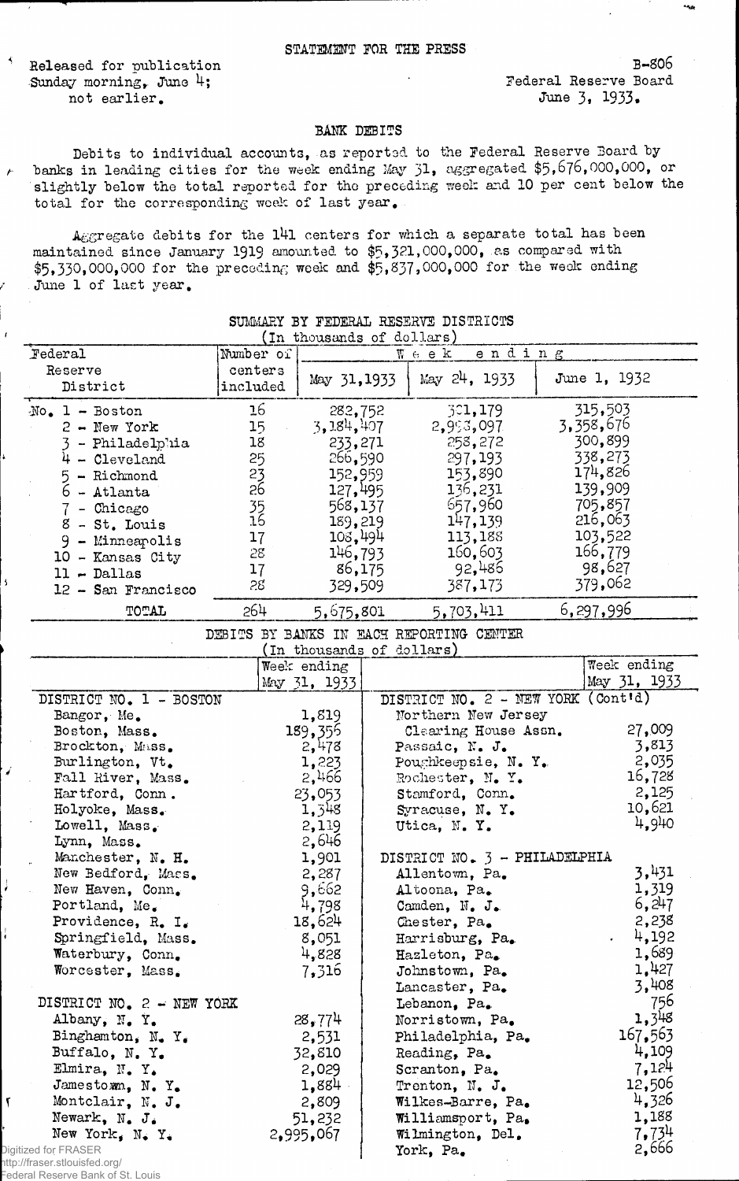STATEMENT FOR THE PRESS

Released for publication Sunday morning, June 4; not earlier.

B-806
Federal Reserve Board
June 3, 1933.

## BANK DEBITS

Debits to individual accounts, as reported to the Federal Reserve Board by banks in leading cities for the week ending May 31, aggregated $5,676,000,000, or slightly below the total reported for the preceding week and 10 per cent below the total for the corresponding week of last year.

Aggregate debits for the 141 centers for which a separate total has been maintained since January 1919 amounted to $5,321,000,000, as compared with $5,330,000,000 for the preceding week and $5,837,000,000 for the week ending June 1 of last year.

### SUMMARY BY FEDERAL RESERVE DISTRICTS
(In thousands of dollars)

| Federal Reserve District | Number of centers included | Week ending May 31, 1933 | May 24, 1933 | June 1, 1932 |
|---|---|---|---|---|
| No. 1 - Boston | 16 | 282,752 | 301,179 | 315,503 |
| 2 - New York | 15 | 3,184,407 | 2,993,097 | 3,358,676 |
| 3 - Philadelphia | 18 | 233,271 | 258,272 | 300,899 |
| 4 - Cleveland | 25 | 266,590 | 297,193 | 338,273 |
| 5 - Richmond | 23 | 152,959 | 153,890 | 174,826 |
| 6 - Atlanta | 26 | 127,495 | 136,231 | 139,909 |
| 7 - Chicago | 35 | 568,137 | 657,960 | 705,857 |
| 8 - St. Louis | 16 | 189,219 | 147,139 | 216,063 |
| 9 - Minneapolis | 17 | 108,494 | 113,188 | 103,522 |
| 10 - Kansas City | 28 | 146,793 | 160,603 | 166,779 |
| 11 - Dallas | 17 | 86,175 | 92,486 | 98,627 |
| 12 - San Francisco | 28 | 329,509 | 387,173 | 379,062 |
| TOTAL | 264 | 5,675,801 | 5,703,411 | 6,297,996 |

### DEBITS BY BANKS IN EACH REPORTING CENTER
(In thousands of dollars)

| | Week ending May 31, 1933 | | Week ending May 31, 1933 |
|---|---|---|---|
| DISTRICT NO. 1 - BOSTON | | DISTRICT NO. 2 - NEW YORK (Cont'd) | |
| Bangor, Me. | 1,819 | Northern New Jersey | |
| Boston, Mass. | 189,356 | Clearing House Assn. | 27,009 |
| Brockton, Mass. | 2,478 | Passaic, N. J. | 3,813 |
| Burlington, Vt. | 1,223 | Poughkeepsie, N. Y. | 2,035 |
| Fall River, Mass. | 2,466 | Rochester, N. Y. | 16,728 |
| Hartford, Conn. | 23,053 | Stamford, Conn. | 2,125 |
| Holyoke, Mass. | 1,348 | Syracuse, N. Y. | 10,621 |
| Lowell, Mass. | 2,119 | Utica, N. Y. | 4,940 |
| Lynn, Mass. | 2,646 | | |
| Manchester, N. H. | 1,901 | DISTRICT NO. 3 - PHILADELPHIA | |
| New Bedford, Mass. | 2,287 | Allentown, Pa. | 3,431 |
| New Haven, Conn. | 9,662 | Altoona, Pa. | 1,319 |
| Portland, Me. | 4,798 | Camden, N. J. | 6,247 |
| Providence, R. I. | 18,624 | Chester, Pa. | 2,238 |
| Springfield, Mass. | 8,051 | Harrisburg, Pa. | 4,192 |
| Waterbury, Conn. | 4,828 | Hazleton, Pa. | 1,689 |
| Worcester, Mass. | 7,316 | Johnstown, Pa. | 1,427 |
| | | Lancaster, Pa. | 3,408 |
| DISTRICT NO. 2 - NEW YORK | | Lebanon, Pa. | 756 |
| Albany, N. Y. | 28,774 | Norristown, Pa. | 1,348 |
| Binghamton, N. Y. | 2,531 | Philadelphia, Pa. | 167,563 |
| Buffalo, N. Y. | 32,810 | Reading, Pa. | 4,109 |
| Elmira, N. Y. | 2,029 | Scranton, Pa. | 7,124 |
| Jamestown, N. Y. | 1,884 | Trenton, N. J. | 12,506 |
| Montclair, N. J. | 2,809 | Wilkes-Barre, Pa. | 4,326 |
| Newark, N. J. | 51,232 | Williamsport, Pa. | 1,188 |
| New York, N. Y. | 2,995,067 | Wilmington, Del. | 7,734 |
| | | York, Pa. | 2,666 |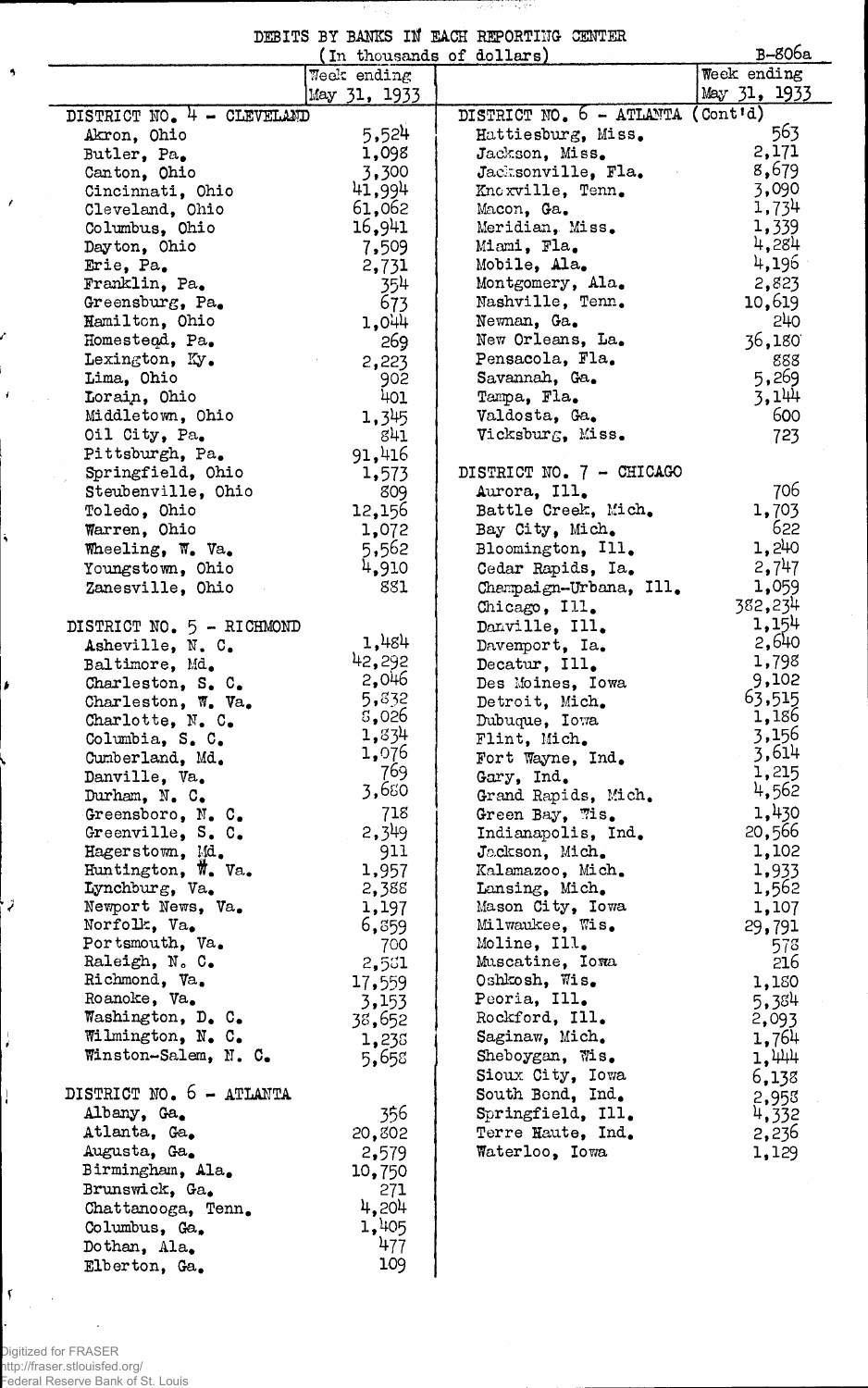B-806a

DEBITS BY BANKS IN EACH REPORTING CENTER

(In thousands of dollars)

| | Week ending May 31, 1933 |
|---|---|
| **DISTRICT NO. 4 - CLEVELAND** | |
| Akron, Ohio | 5,524 |
| Butler, Pa. | 1,098 |
| Canton, Ohio | 3,300 |
| Cincinnati, Ohio | 41,994 |
| Cleveland, Ohio | 61,062 |
| Columbus, Ohio | 16,941 |
| Dayton, Ohio | 7,509 |
| Erie, Pa. | 2,731 |
| Franklin, Pa. | 354 |
| Greensburg, Pa. | 673 |
| Hamilton, Ohio | 1,044 |
| Homestead, Pa. | 269 |
| Lexington, Ky. | 2,223 |
| Lima, Ohio | 902 |
| Lorain, Ohio | 401 |
| Middletown, Ohio | 1,345 |
| Oil City, Pa. | 841 |
| Pittsburgh, Pa. | 91,416 |
| Springfield, Ohio | 1,573 |
| Steubenville, Ohio | 809 |
| Toledo, Ohio | 12,156 |
| Warren, Ohio | 1,072 |
| Wheeling, W. Va. | 5,562 |
| Youngstown, Ohio | 4,910 |
| Zanesville, Ohio | 881 |
| **DISTRICT NO. 5 - RICHMOND** | |
| Asheville, N. C. | 1,484 |
| Baltimore, Md. | 42,292 |
| Charleston, S. C. | 2,046 |
| Charleston, W. Va. | 5,832 |
| Charlotte, N. C. | 5,026 |
| Columbia, S. C. | 1,834 |
| Cumberland, Md. | 1,076 |
| Danville, Va. | 769 |
| Durham, N. C. | 3,680 |
| Greensboro, N. C. | 718 |
| Greenville, S. C. | 2,349 |
| Hagerstown, Md. | 911 |
| Huntington, W. Va. | 1,957 |
| Lynchburg, Va. | 2,388 |
| Newport News, Va. | 1,197 |
| Norfolk, Va. | 6,859 |
| Portsmouth, Va. | 700 |
| Raleigh, N. C. | 2,581 |
| Richmond, Va. | 17,559 |
| Roanoke, Va. | 3,153 |
| Washington, D. C. | 38,652 |
| Wilmington, N. C. | 1,238 |
| Winston-Salem, N. C. | 5,658 |
| **DISTRICT NO. 6 - ATLANTA** | |
| Albany, Ga. | 356 |
| Atlanta, Ga. | 20,802 |
| Augusta, Ga. | 2,579 |
| Birmingham, Ala. | 10,750 |
| Brunswick, Ga. | 271 |
| Chattanooga, Tenn. | 4,204 |
| Columbus, Ga. | 1,405 |
| Dothan, Ala. | 477 |
| Elberton, Ga. | 109 |
| **DISTRICT NO. 6 - ATLANTA (Cont'd)** | |
| Hattiesburg, Miss. | 563 |
| Jackson, Miss. | 2,171 |
| Jacksonville, Fla. | 8,679 |
| Knoxville, Tenn. | 3,090 |
| Macon, Ga. | 1,734 |
| Meridian, Miss. | 1,339 |
| Miami, Fla. | 4,284 |
| Mobile, Ala. | 4,196 |
| Montgomery, Ala. | 2,823 |
| Nashville, Tenn. | 10,619 |
| Newnan, Ga. | 240 |
| New Orleans, La. | 36,180 |
| Pensacola, Fla. | 888 |
| Savannah, Ga. | 5,269 |
| Tampa, Fla. | 3,144 |
| Valdosta, Ga. | 600 |
| Vicksburg, Miss. | 723 |
| **DISTRICT NO. 7 - CHICAGO** | |
| Aurora, Ill. | 706 |
| Battle Creek, Mich. | 1,703 |
| Bay City, Mich. | 622 |
| Bloomington, Ill. | 1,240 |
| Cedar Rapids, Ia. | 2,747 |
| Champaign-Urbana, Ill. | 1,059 |
| Chicago, Ill. | 382,234 |
| Danville, Ill. | 1,154 |
| Davenport, Ia. | 2,640 |
| Decatur, Ill. | 1,798 |
| Des Moines, Iowa | 9,102 |
| Detroit, Mich. | 63,515 |
| Dubuque, Iowa | 1,186 |
| Flint, Mich. | 3,156 |
| Fort Wayne, Ind. | 3,614 |
| Gary, Ind. | 1,215 |
| Grand Rapids, Mich. | 4,562 |
| Green Bay, Wis. | 1,430 |
| Indianapolis, Ind. | 20,566 |
| Jackson, Mich. | 1,102 |
| Kalamazoo, Mich. | 1,933 |
| Lansing, Mich. | 1,562 |
| Mason City, Iowa | 1,107 |
| Milwaukee, Wis. | 29,791 |
| Moline, Ill. | 578 |
| Muscatine, Iowa | 216 |
| Oshkosh, Wis. | 1,180 |
| Peoria, Ill. | 5,384 |
| Rockford, Ill. | 2,093 |
| Saginaw, Mich. | 1,764 |
| Sheboygan, Wis. | 1,444 |
| Sioux City, Iowa | 6,138 |
| South Bend, Ind. | 2,958 |
| Springfield, Ill. | 4,332 |
| Terre Haute, Ind. | 2,236 |
| Waterloo, Iowa | 1,129 |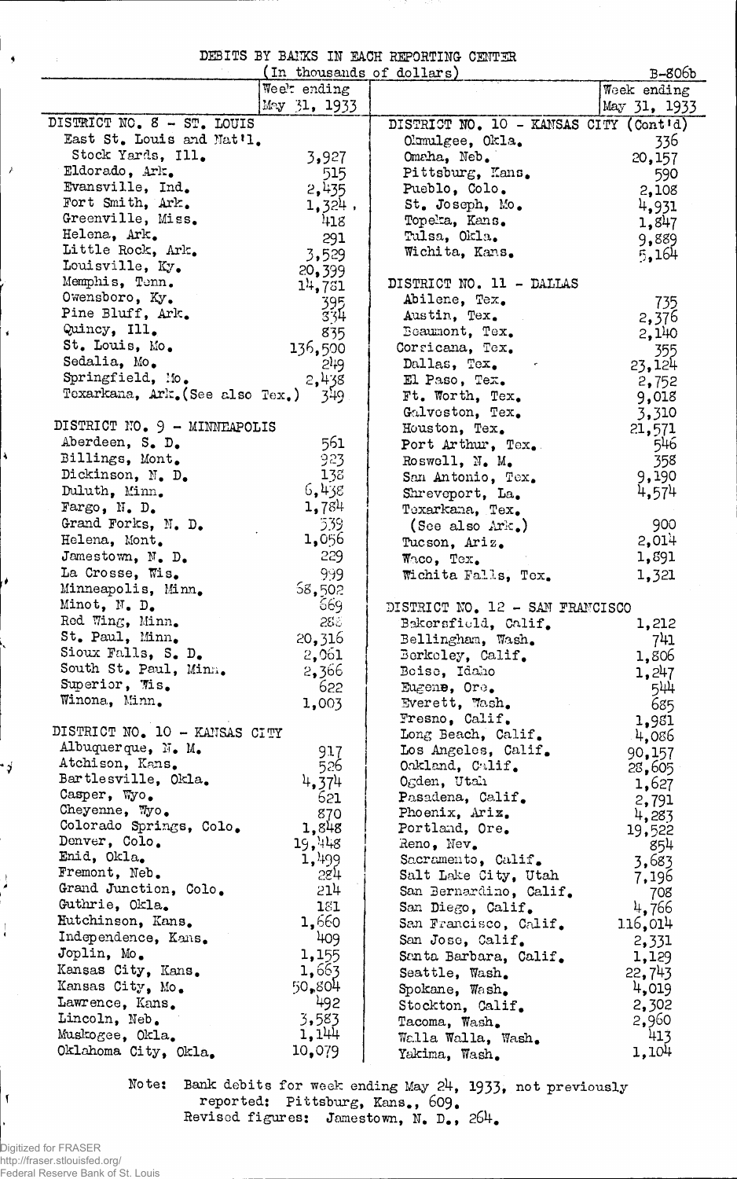DEBITS BY BANKS IN EACH REPORTING CENTER

(In thousands of dollars)

B-806b

| | Week ending May 31, 1933 |
|---|---|
| **DISTRICT NO. 8 - ST. LOUIS** | |
| East St. Louis and Nat'l. Stock Yards, Ill. | 3,927 |
| Eldorado, Ark. | 515 |
| Evansville, Ind. | 2,435 |
| Fort Smith, Ark. | 1,324 |
| Greenville, Miss. | 418 |
| Helena, Ark. | 291 |
| Little Rock, Ark. | 3,529 |
| Louisville, Ky. | 20,399 |
| Memphis, Tenn. | 14,731 |
| Owensboro, Ky. | 395 |
| Pine Bluff, Ark. | 334 |
| Quincy, Ill. | 835 |
| St. Louis, Mo. | 136,500 |
| Sedalia, Mo. | 249 |
| Springfield, Mo. | 2,438 |
| Texarkana, Ark. (See also Tex.) | 349 |
| **DISTRICT NO. 9 - MINNEAPOLIS** | |
| Aberdeen, S. D. | 561 |
| Billings, Mont. | 923 |
| Dickinson, N. D. | 138 |
| Duluth, Minn. | 6,438 |
| Fargo, N. D. | 1,784 |
| Grand Forks, N. D. | 539 |
| Helena, Mont. | 1,056 |
| Jamestown, N. D. | 229 |
| La Crosse, Wis. | 999 |
| Minneapolis, Minn. | 58,502 |
| Minot, N. D. | 669 |
| Red Wing, Minn. | 288 |
| St. Paul, Minn. | 20,316 |
| Sioux Falls, S. D. | 2,061 |
| South St. Paul, Minn. | 2,366 |
| Superior, Wis. | 622 |
| Winona, Minn. | 1,003 |
| **DISTRICT NO. 10 - KANSAS CITY** | |
| Albuquerque, N. M. | 917 |
| Atchison, Kans. | 526 |
| Bartlesville, Okla. | 4,374 |
| Casper, Wyo. | 621 |
| Cheyenne, Wyo. | 870 |
| Colorado Springs, Colo. | 1,848 |
| Denver, Colo. | 19,448 |
| Enid, Okla. | 1,499 |
| Fremont, Neb. | 224 |
| Grand Junction, Colo. | 214 |
| Guthrie, Okla. | 181 |
| Hutchinson, Kans. | 1,660 |
| Independence, Kans. | 409 |
| Joplin, Mo. | 1,155 |
| Kansas City, Kans. | 1,663 |
| Kansas City, Mo. | 50,804 |
| Lawrence, Kans. | 492 |
| Lincoln, Neb. | 3,583 |
| Muskogee, Okla. | 1,144 |
| Oklahoma City, Okla. | 10,079 |
| **DISTRICT NO. 10 - KANSAS CITY (Cont'd)** | |
| Okmulgee, Okla. | 336 |
| Omaha, Neb. | 20,157 |
| Pittsburg, Kans. | 590 |
| Pueblo, Colo. | 2,108 |
| St. Joseph, Mo. | 4,931 |
| Topeka, Kans. | 1,847 |
| Tulsa, Okla. | 9,889 |
| Wichita, Kans. | 5,164 |
| **DISTRICT NO. 11 - DALLAS** | |
| Abilene, Tex. | 735 |
| Austin, Tex. | 2,376 |
| Beaumont, Tex. | 2,140 |
| Corsicana, Tex. | 355 |
| Dallas, Tex. | 23,124 |
| El Paso, Tex. | 2,752 |
| Ft. Worth, Tex. | 9,018 |
| Galveston, Tex. | 3,310 |
| Houston, Tex. | 21,571 |
| Port Arthur, Tex. | 546 |
| Roswell, N. M. | 358 |
| San Antonio, Tex. | 9,190 |
| Shreveport, La. | 4,574 |
| Texarkana, Tex. (See also Ark.) | 900 |
| Tucson, Ariz. | 2,014 |
| Waco, Tex. | 1,891 |
| Wichita Falls, Tex. | 1,321 |
| **DISTRICT NO. 12 - SAN FRANCISCO** | |
| Bakersfield, Calif. | 1,212 |
| Bellingham, Wash. | 741 |
| Berkeley, Calif. | 1,806 |
| Boise, Idaho | 1,247 |
| Eugene, Ore. | 544 |
| Everett, Wash. | 685 |
| Fresno, Calif. | 1,981 |
| Long Beach, Calif. | 4,086 |
| Los Angeles, Calif. | 90,157 |
| Oakland, Calif. | 28,605 |
| Ogden, Utah | 1,627 |
| Pasadena, Calif. | 2,791 |
| Phoenix, Ariz. | 4,283 |
| Portland, Ore. | 19,522 |
| Reno, Nev. | 854 |
| Sacramento, Calif. | 3,683 |
| Salt Lake City, Utah | 7,196 |
| San Bernardino, Calif. | 708 |
| San Diego, Calif. | 4,766 |
| San Francisco, Calif. | 116,014 |
| San Jose, Calif. | 2,331 |
| Santa Barbara, Calif. | 1,129 |
| Seattle, Wash. | 22,743 |
| Spokane, Wash. | 4,019 |
| Stockton, Calif. | 2,302 |
| Tacoma, Wash. | 2,960 |
| Walla Walla, Wash. | 413 |
| Yakima, Wash. | 1,104 |

Note: Bank debits for week ending May 24, 1933, not previously reported: Pittsburg, Kans., 609.
Revised figures: Jamestown, N. D., 264.